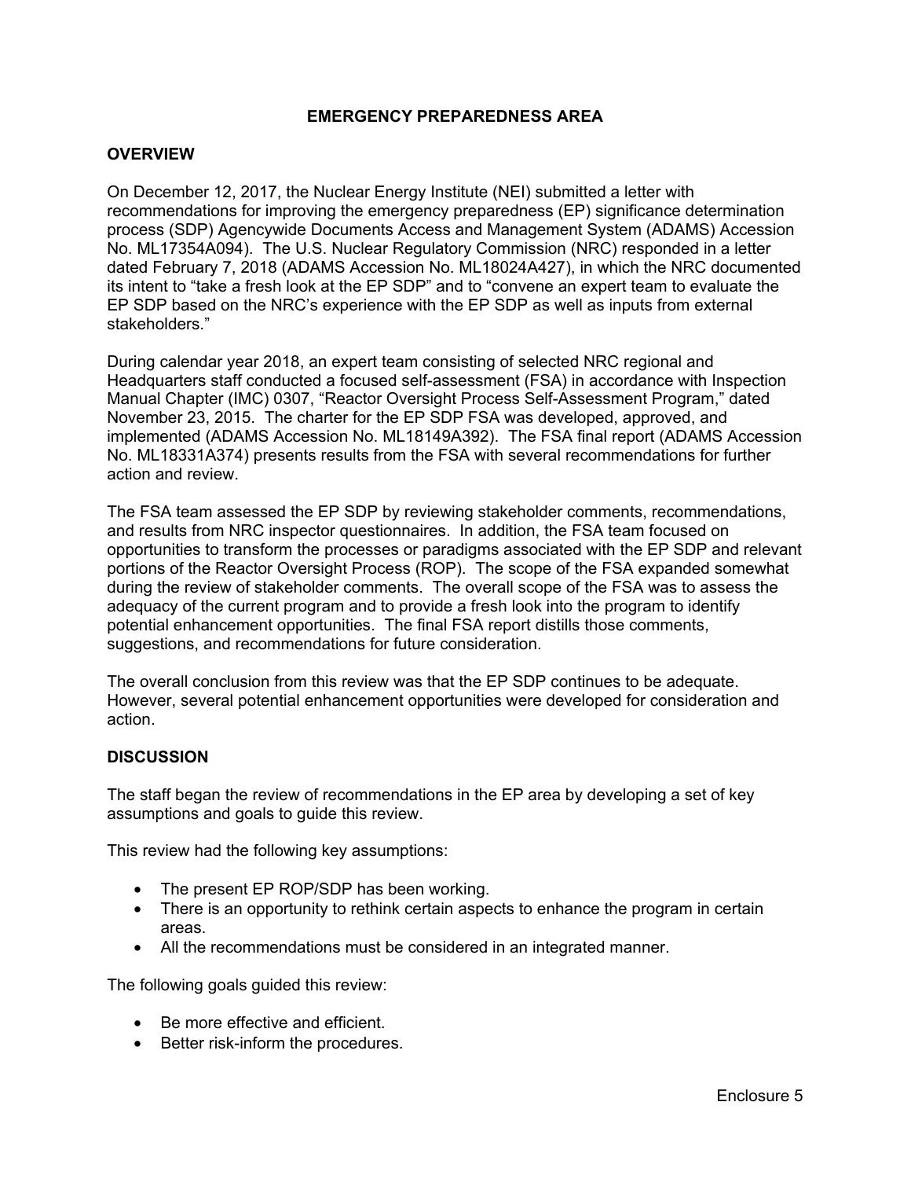# EMERGENCY PREPAREDNESS AREA

## OVERVIEW

On December 12, 2017, the Nuclear Energy Institute (NEI) submitted a letter with recommendations for improving the emergency preparedness (EP) significance determination process (SDP) Agencywide Documents Access and Management System (ADAMS) Accession No. ML17354A094). The U.S. Nuclear Regulatory Commission (NRC) responded in a letter dated February 7, 2018 (ADAMS Accession No. ML18024A427), in which the NRC documented its intent to "take a fresh look at the EP SDP" and to "convene an expert team to evaluate the EP SDP based on the NRC's experience with the EP SDP as well as inputs from external stakeholders."

During calendar year 2018, an expert team consisting of selected NRC regional and Headquarters staff conducted a focused self-assessment (FSA) in accordance with Inspection Manual Chapter (IMC) 0307, "Reactor Oversight Process Self-Assessment Program," dated November 23, 2015. The charter for the EP SDP FSA was developed, approved, and implemented (ADAMS Accession No. ML18149A392). The FSA final report (ADAMS Accession No. ML18331A374) presents results from the FSA with several recommendations for further action and review.

The FSA team assessed the EP SDP by reviewing stakeholder comments, recommendations, and results from NRC inspector questionnaires. In addition, the FSA team focused on opportunities to transform the processes or paradigms associated with the EP SDP and relevant portions of the Reactor Oversight Process (ROP). The scope of the FSA expanded somewhat during the review of stakeholder comments. The overall scope of the FSA was to assess the adequacy of the current program and to provide a fresh look into the program to identify potential enhancement opportunities. The final FSA report distills those comments, suggestions, and recommendations for future consideration.

The overall conclusion from this review was that the EP SDP continues to be adequate. However, several potential enhancement opportunities were developed for consideration and action.

## DISCUSSION

The staff began the review of recommendations in the EP area by developing a set of key assumptions and goals to guide this review.

This review had the following key assumptions:

- The present EP ROP/SDP has been working.
- There is an opportunity to rethink certain aspects to enhance the program in certain areas.
- All the recommendations must be considered in an integrated manner.

The following goals guided this review:

- Be more effective and efficient.
- Better risk-inform the procedures.

Enclosure 5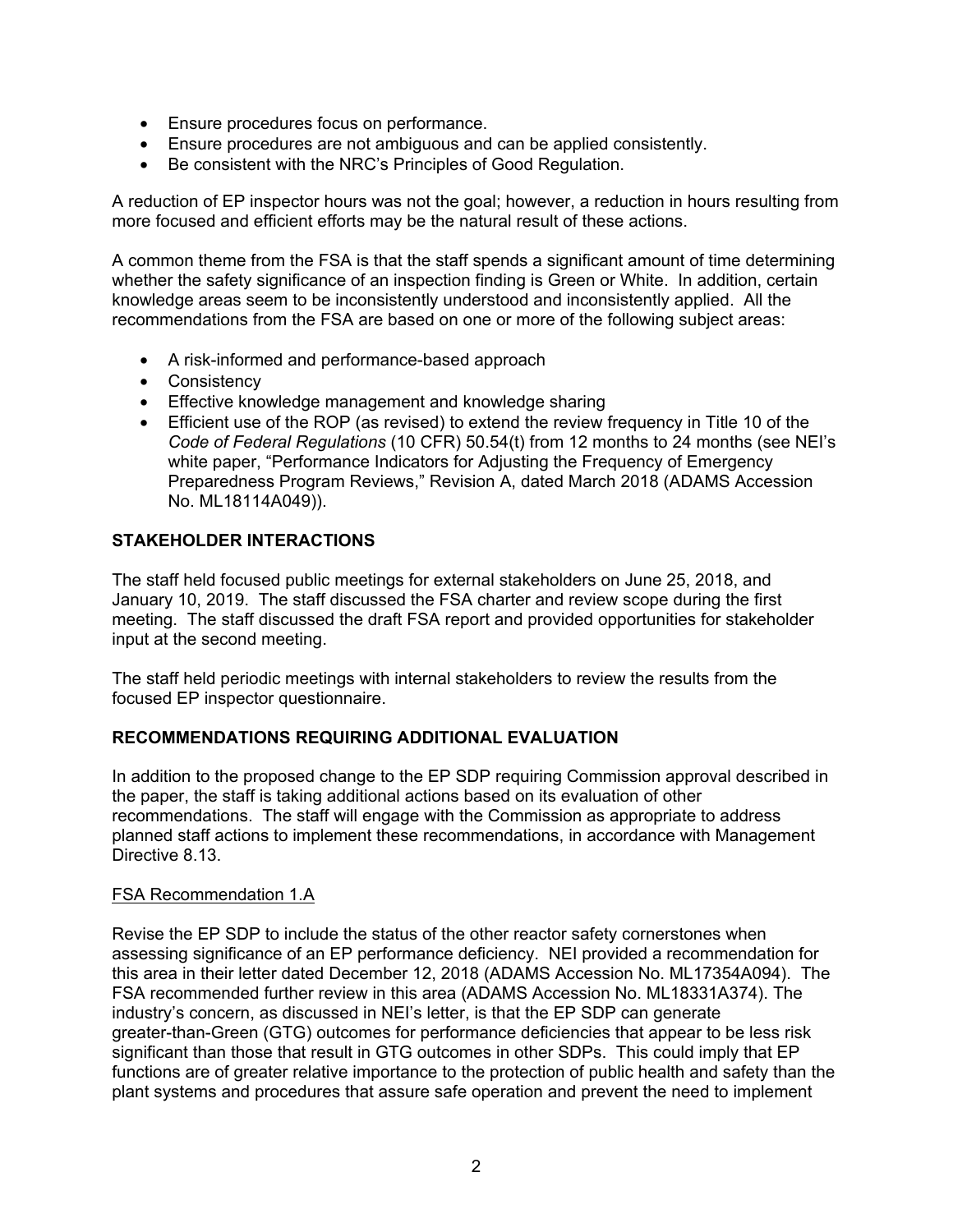- Ensure procedures focus on performance.
- Ensure procedures are not ambiguous and can be applied consistently.
- Be consistent with the NRC's Principles of Good Regulation.

A reduction of EP inspector hours was not the goal; however, a reduction in hours resulting from more focused and efficient efforts may be the natural result of these actions.

A common theme from the FSA is that the staff spends a significant amount of time determining whether the safety significance of an inspection finding is Green or White. In addition, certain knowledge areas seem to be inconsistently understood and inconsistently applied. All the recommendations from the FSA are based on one or more of the following subject areas:

- A risk-informed and performance-based approach
- Consistency
- Effective knowledge management and knowledge sharing
- Efficient use of the ROP (as revised) to extend the review frequency in Title 10 of the *Code of Federal Regulations* (10 CFR) 50.54(t) from 12 months to 24 months (see NEI's white paper, "Performance Indicators for Adjusting the Frequency of Emergency Preparedness Program Reviews," Revision A, dated March 2018 (ADAMS Accession No. ML18114A049)).

## STAKEHOLDER INTERACTIONS

The staff held focused public meetings for external stakeholders on June 25, 2018, and January 10, 2019. The staff discussed the FSA charter and review scope during the first meeting. The staff discussed the draft FSA report and provided opportunities for stakeholder input at the second meeting.

The staff held periodic meetings with internal stakeholders to review the results from the focused EP inspector questionnaire.

## RECOMMENDATIONS REQUIRING ADDITIONAL EVALUATION

In addition to the proposed change to the EP SDP requiring Commission approval described in the paper, the staff is taking additional actions based on its evaluation of other recommendations. The staff will engage with the Commission as appropriate to address planned staff actions to implement these recommendations, in accordance with Management Directive 8.13.

### FSA Recommendation 1.A

Revise the EP SDP to include the status of the other reactor safety cornerstones when assessing significance of an EP performance deficiency. NEI provided a recommendation for this area in their letter dated December 12, 2018 (ADAMS Accession No. ML17354A094). The FSA recommended further review in this area (ADAMS Accession No. ML18331A374). The industry's concern, as discussed in NEI's letter, is that the EP SDP can generate greater-than-Green (GTG) outcomes for performance deficiencies that appear to be less risk significant than those that result in GTG outcomes in other SDPs. This could imply that EP functions are of greater relative importance to the protection of public health and safety than the plant systems and procedures that assure safe operation and prevent the need to implement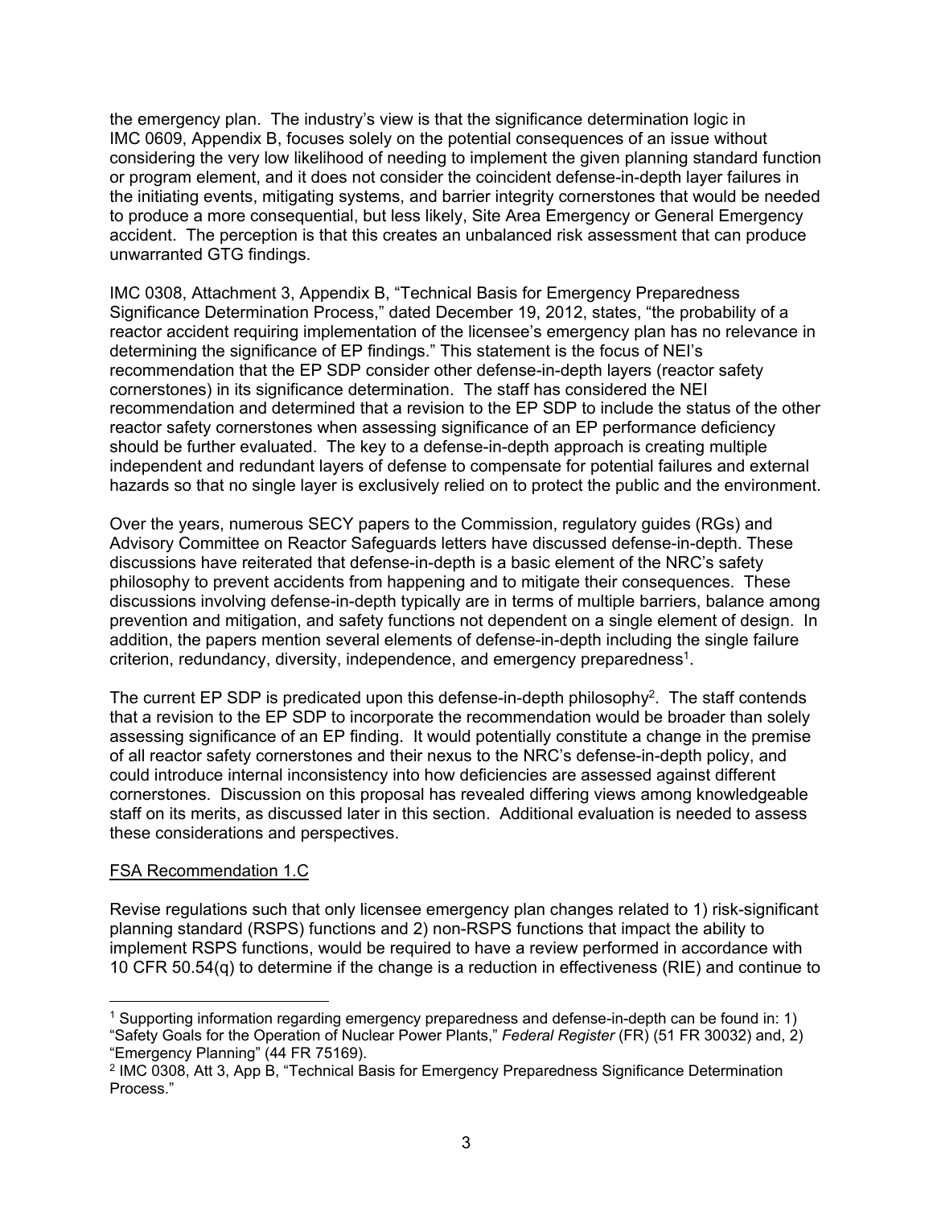the emergency plan. The industry's view is that the significance determination logic in IMC 0609, Appendix B, focuses solely on the potential consequences of an issue without considering the very low likelihood of needing to implement the given planning standard function or program element, and it does not consider the coincident defense-in-depth layer failures in the initiating events, mitigating systems, and barrier integrity cornerstones that would be needed to produce a more consequential, but less likely, Site Area Emergency or General Emergency accident. The perception is that this creates an unbalanced risk assessment that can produce unwarranted GTG findings.

IMC 0308, Attachment 3, Appendix B, "Technical Basis for Emergency Preparedness Significance Determination Process," dated December 19, 2012, states, "the probability of a reactor accident requiring implementation of the licensee's emergency plan has no relevance in determining the significance of EP findings." This statement is the focus of NEI's recommendation that the EP SDP consider other defense-in-depth layers (reactor safety cornerstones) in its significance determination. The staff has considered the NEI recommendation and determined that a revision to the EP SDP to include the status of the other reactor safety cornerstones when assessing significance of an EP performance deficiency should be further evaluated. The key to a defense-in-depth approach is creating multiple independent and redundant layers of defense to compensate for potential failures and external hazards so that no single layer is exclusively relied on to protect the public and the environment.

Over the years, numerous SECY papers to the Commission, regulatory guides (RGs) and Advisory Committee on Reactor Safeguards letters have discussed defense-in-depth. These discussions have reiterated that defense-in-depth is a basic element of the NRC's safety philosophy to prevent accidents from happening and to mitigate their consequences. These discussions involving defense-in-depth typically are in terms of multiple barriers, balance among prevention and mitigation, and safety functions not dependent on a single element of design. In addition, the papers mention several elements of defense-in-depth including the single failure criterion, redundancy, diversity, independence, and emergency preparedness[1].

The current EP SDP is predicated upon this defense-in-depth philosophy[2]. The staff contends that a revision to the EP SDP to incorporate the recommendation would be broader than solely assessing significance of an EP finding. It would potentially constitute a change in the premise of all reactor safety cornerstones and their nexus to the NRC's defense-in-depth policy, and could introduce internal inconsistency into how deficiencies are assessed against different cornerstones. Discussion on this proposal has revealed differing views among knowledgeable staff on its merits, as discussed later in this section. Additional evaluation is needed to assess these considerations and perspectives.

FSA Recommendation 1.C

Revise regulations such that only licensee emergency plan changes related to 1) risk-significant planning standard (RSPS) functions and 2) non-RSPS functions that impact the ability to implement RSPS functions, would be required to have a review performed in accordance with 10 CFR 50.54(q) to determine if the change is a reduction in effectiveness (RIE) and continue to

---

[1] Supporting information regarding emergency preparedness and defense-in-depth can be found in: 1) "Safety Goals for the Operation of Nuclear Power Plants," *Federal Register* (FR) (51 FR 30032) and, 2) "Emergency Planning" (44 FR 75169).

[2] IMC 0308, Att 3, App B, "Technical Basis for Emergency Preparedness Significance Determination Process."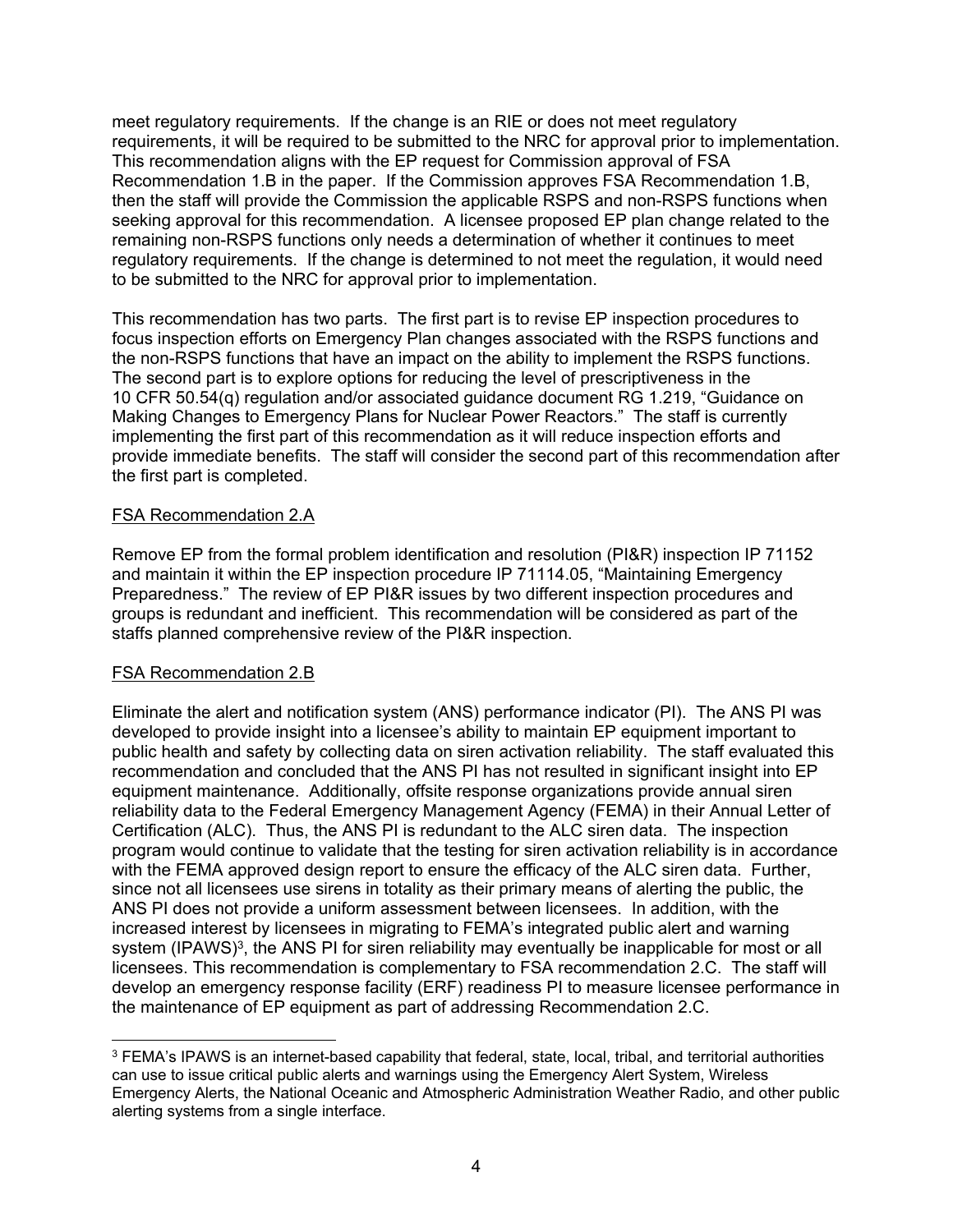meet regulatory requirements. If the change is an RIE or does not meet regulatory requirements, it will be required to be submitted to the NRC for approval prior to implementation. This recommendation aligns with the EP request for Commission approval of FSA Recommendation 1.B in the paper. If the Commission approves FSA Recommendation 1.B, then the staff will provide the Commission the applicable RSPS and non-RSPS functions when seeking approval for this recommendation. A licensee proposed EP plan change related to the remaining non-RSPS functions only needs a determination of whether it continues to meet regulatory requirements. If the change is determined to not meet the regulation, it would need to be submitted to the NRC for approval prior to implementation.

This recommendation has two parts. The first part is to revise EP inspection procedures to focus inspection efforts on Emergency Plan changes associated with the RSPS functions and the non-RSPS functions that have an impact on the ability to implement the RSPS functions. The second part is to explore options for reducing the level of prescriptiveness in the 10 CFR 50.54(q) regulation and/or associated guidance document RG 1.219, "Guidance on Making Changes to Emergency Plans for Nuclear Power Reactors." The staff is currently implementing the first part of this recommendation as it will reduce inspection efforts and provide immediate benefits. The staff will consider the second part of this recommendation after the first part is completed.

## FSA Recommendation 2.A

Remove EP from the formal problem identification and resolution (PI&R) inspection IP 71152 and maintain it within the EP inspection procedure IP 71114.05, "Maintaining Emergency Preparedness." The review of EP PI&R issues by two different inspection procedures and groups is redundant and inefficient. This recommendation will be considered as part of the staffs planned comprehensive review of the PI&R inspection.

## FSA Recommendation 2.B

Eliminate the alert and notification system (ANS) performance indicator (PI). The ANS PI was developed to provide insight into a licensee's ability to maintain EP equipment important to public health and safety by collecting data on siren activation reliability. The staff evaluated this recommendation and concluded that the ANS PI has not resulted in significant insight into EP equipment maintenance. Additionally, offsite response organizations provide annual siren reliability data to the Federal Emergency Management Agency (FEMA) in their Annual Letter of Certification (ALC). Thus, the ANS PI is redundant to the ALC siren data. The inspection program would continue to validate that the testing for siren activation reliability is in accordance with the FEMA approved design report to ensure the efficacy of the ALC siren data. Further, since not all licensees use sirens in totality as their primary means of alerting the public, the ANS PI does not provide a uniform assessment between licensees. In addition, with the increased interest by licensees in migrating to FEMA's integrated public alert and warning system (IPAWS)[3], the ANS PI for siren reliability may eventually be inapplicable for most or all licensees. This recommendation is complementary to FSA recommendation 2.C. The staff will develop an emergency response facility (ERF) readiness PI to measure licensee performance in the maintenance of EP equipment as part of addressing Recommendation 2.C.

---

[3] FEMA's IPAWS is an internet-based capability that federal, state, local, tribal, and territorial authorities can use to issue critical public alerts and warnings using the Emergency Alert System, Wireless Emergency Alerts, the National Oceanic and Atmospheric Administration Weather Radio, and other public alerting systems from a single interface.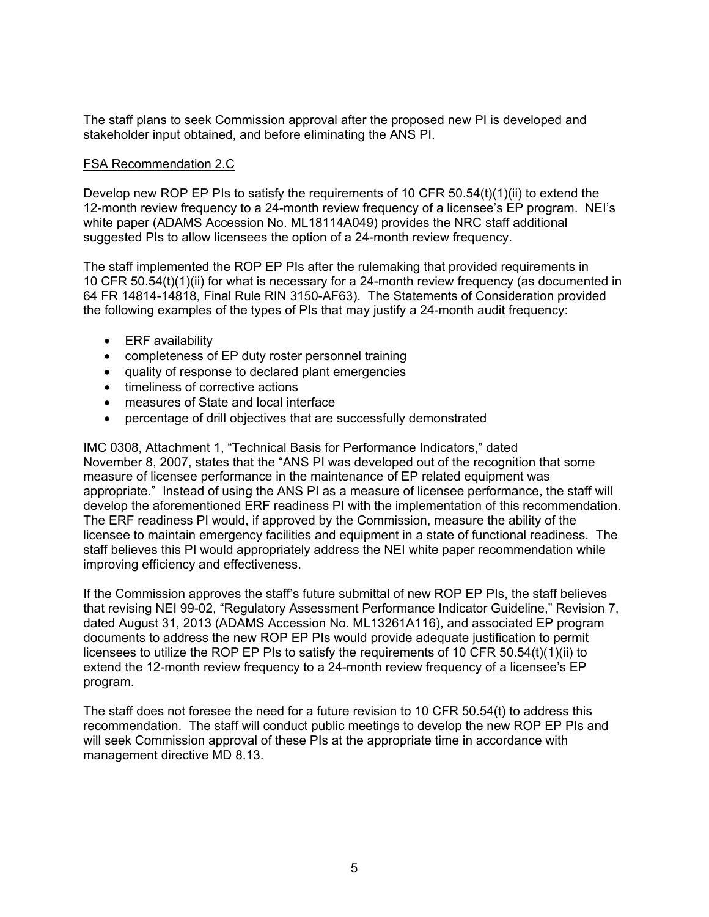The staff plans to seek Commission approval after the proposed new PI is developed and stakeholder input obtained, and before eliminating the ANS PI.

<u>FSA Recommendation 2.C</u>

Develop new ROP EP PIs to satisfy the requirements of 10 CFR 50.54(t)(1)(ii) to extend the 12-month review frequency to a 24-month review frequency of a licensee's EP program. NEI's white paper (ADAMS Accession No. ML18114A049) provides the NRC staff additional suggested PIs to allow licensees the option of a 24-month review frequency.

The staff implemented the ROP EP PIs after the rulemaking that provided requirements in 10 CFR 50.54(t)(1)(ii) for what is necessary for a 24-month review frequency (as documented in 64 FR 14814-14818, Final Rule RIN 3150-AF63). The Statements of Consideration provided the following examples of the types of PIs that may justify a 24-month audit frequency:

- ERF availability
- completeness of EP duty roster personnel training
- quality of response to declared plant emergencies
- timeliness of corrective actions
- measures of State and local interface
- percentage of drill objectives that are successfully demonstrated

IMC 0308, Attachment 1, "Technical Basis for Performance Indicators," dated November 8, 2007, states that the "ANS PI was developed out of the recognition that some measure of licensee performance in the maintenance of EP related equipment was appropriate." Instead of using the ANS PI as a measure of licensee performance, the staff will develop the aforementioned ERF readiness PI with the implementation of this recommendation. The ERF readiness PI would, if approved by the Commission, measure the ability of the licensee to maintain emergency facilities and equipment in a state of functional readiness. The staff believes this PI would appropriately address the NEI white paper recommendation while improving efficiency and effectiveness.

If the Commission approves the staff's future submittal of new ROP EP PIs, the staff believes that revising NEI 99-02, "Regulatory Assessment Performance Indicator Guideline," Revision 7, dated August 31, 2013 (ADAMS Accession No. ML13261A116), and associated EP program documents to address the new ROP EP PIs would provide adequate justification to permit licensees to utilize the ROP EP PIs to satisfy the requirements of 10 CFR 50.54(t)(1)(ii) to extend the 12-month review frequency to a 24-month review frequency of a licensee's EP program.

The staff does not foresee the need for a future revision to 10 CFR 50.54(t) to address this recommendation. The staff will conduct public meetings to develop the new ROP EP PIs and will seek Commission approval of these PIs at the appropriate time in accordance with management directive MD 8.13.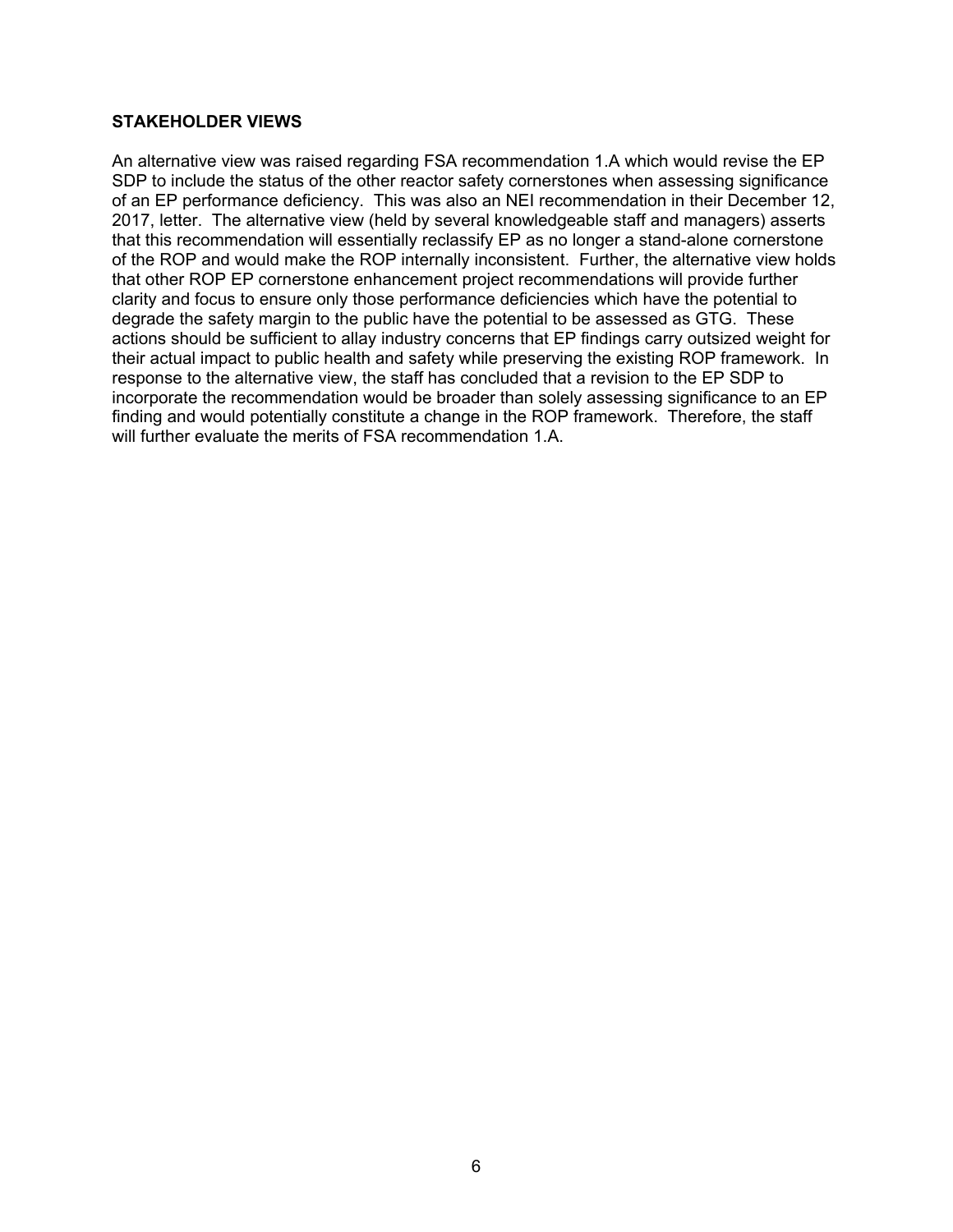**STAKEHOLDER VIEWS**

An alternative view was raised regarding FSA recommendation 1.A which would revise the EP SDP to include the status of the other reactor safety cornerstones when assessing significance of an EP performance deficiency. This was also an NEI recommendation in their December 12, 2017, letter. The alternative view (held by several knowledgeable staff and managers) asserts that this recommendation will essentially reclassify EP as no longer a stand-alone cornerstone of the ROP and would make the ROP internally inconsistent. Further, the alternative view holds that other ROP EP cornerstone enhancement project recommendations will provide further clarity and focus to ensure only those performance deficiencies which have the potential to degrade the safety margin to the public have the potential to be assessed as GTG. These actions should be sufficient to allay industry concerns that EP findings carry outsized weight for their actual impact to public health and safety while preserving the existing ROP framework. In response to the alternative view, the staff has concluded that a revision to the EP SDP to incorporate the recommendation would be broader than solely assessing significance to an EP finding and would potentially constitute a change in the ROP framework. Therefore, the staff will further evaluate the merits of FSA recommendation 1.A.